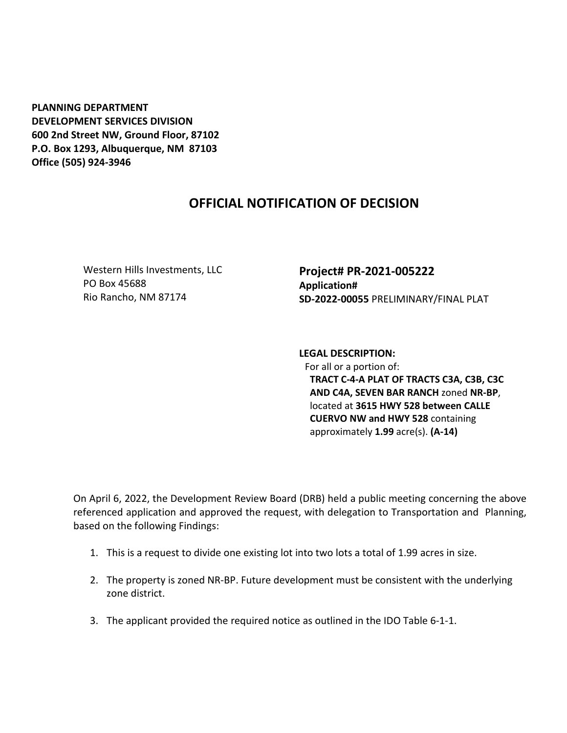**PLANNING DEPARTMENT**
**DEVELOPMENT SERVICES DIVISION**
**600 2nd Street NW, Ground Floor, 87102**
**P.O. Box 1293, Albuquerque, NM 87103**
**Office (505) 924-3946**

# OFFICIAL NOTIFICATION OF DECISION

Western Hills Investments, LLC
PO Box 45688
Rio Rancho, NM 87174

## Project# PR-2021-005222

**Application#**
**SD-2022-00055** PRELIMINARY/FINAL PLAT

**LEGAL DESCRIPTION:**
For all or a portion of:
**TRACT C-4-A PLAT OF TRACTS C3A, C3B, C3C AND C4A, SEVEN BAR RANCH** zoned **NR-BP**, located at **3615 HWY 528 between CALLE CUERVO NW and HWY 528** containing approximately **1.99** acre(s). **(A-14)**

On April 6, 2022, the Development Review Board (DRB) held a public meeting concerning the above referenced application and approved the request, with delegation to Transportation and Planning, based on the following Findings:

1. This is a request to divide one existing lot into two lots a total of 1.99 acres in size.
2. The property is zoned NR-BP. Future development must be consistent with the underlying zone district.
3. The applicant provided the required notice as outlined in the IDO Table 6-1-1.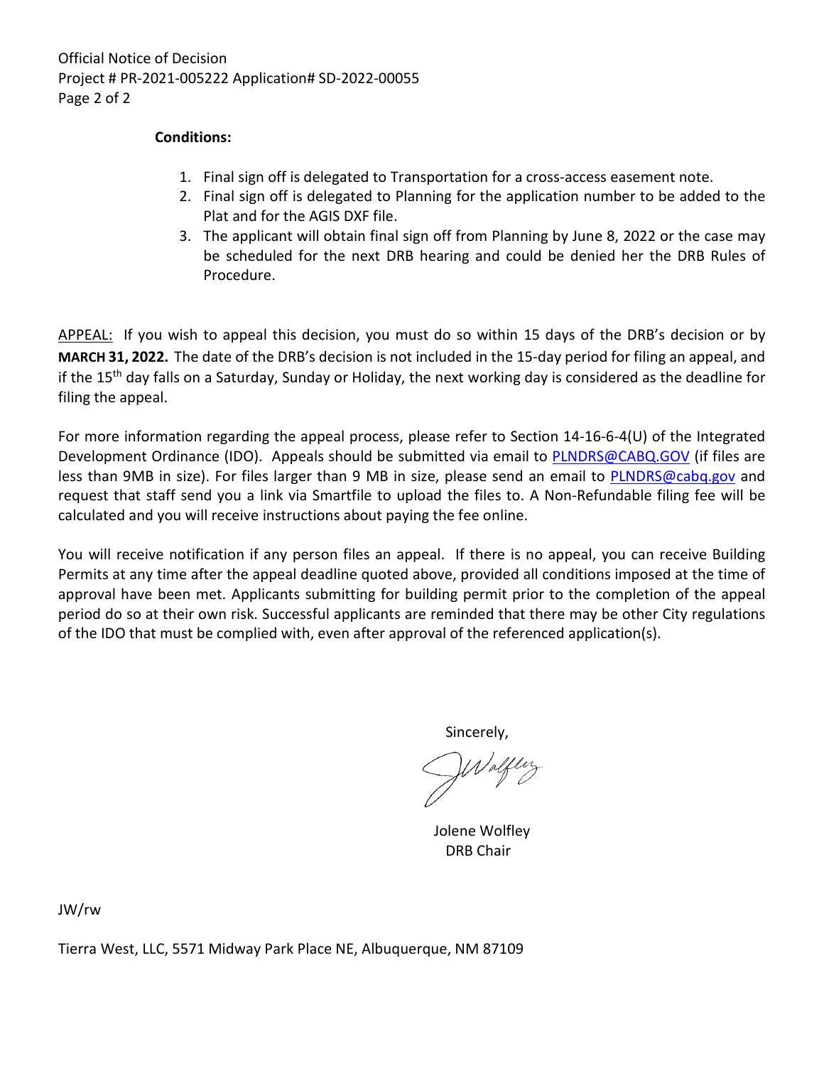**Conditions:**

1. Final sign off is delegated to Transportation for a cross-access easement note.
2. Final sign off is delegated to Planning for the application number to be added to the Plat and for the AGIS DXF file.
3. The applicant will obtain final sign off from Planning by June 8, 2022 or the case may be scheduled for the next DRB hearing and could be denied her the DRB Rules of Procedure.

APPEAL: If you wish to appeal this decision, you must do so within 15 days of the DRB's decision or by **MARCH 31, 2022.** The date of the DRB's decision is not included in the 15-day period for filing an appeal, and if the 15th day falls on a Saturday, Sunday or Holiday, the next working day is considered as the deadline for filing the appeal.

For more information regarding the appeal process, please refer to Section 14-16-6-4(U) of the Integrated Development Ordinance (IDO). Appeals should be submitted via email to PLNDRS@CABQ.GOV (if files are less than 9MB in size). For files larger than 9 MB in size, please send an email to PLNDRS@cabq.gov and request that staff send you a link via Smartfile to upload the files to. A Non-Refundable filing fee will be calculated and you will receive instructions about paying the fee online.

You will receive notification if any person files an appeal. If there is no appeal, you can receive Building Permits at any time after the appeal deadline quoted above, provided all conditions imposed at the time of approval have been met. Applicants submitting for building permit prior to the completion of the appeal period do so at their own risk. Successful applicants are reminded that there may be other City regulations of the IDO that must be complied with, even after approval of the referenced application(s).

Sincerely,

JWolfley

Jolene Wolfley
DRB Chair

JW/rw

Tierra West, LLC, 5571 Midway Park Place NE, Albuquerque, NM 87109